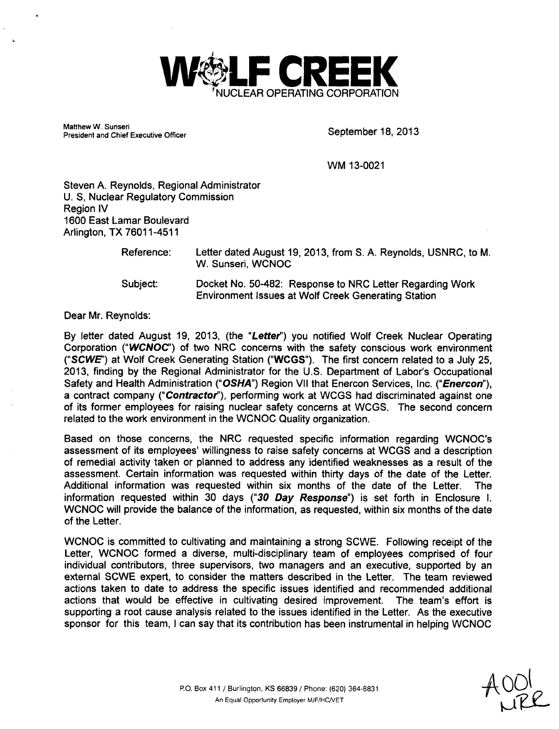# WOLF CREEK
NUCLEAR OPERATING CORPORATION

Matthew W. Sunseri
President and Chief Executive Officer

September 18, 2013

WM 13-0021

Steven A. Reynolds, Regional Administrator
U. S, Nuclear Regulatory Commission
Region IV
1600 East Lamar Boulevard
Arlington, TX 76011-4511

Reference: Letter dated August 19, 2013, from S. A. Reynolds, USNRC, to M. W. Sunseri, WCNOC

Subject: Docket No. 50-482: Response to NRC Letter Regarding Work Environment Issues at Wolf Creek Generating Station

Dear Mr. Reynolds:

By letter dated August 19, 2013, (the "***Letter***") you notified Wolf Creek Nuclear Operating Corporation ("***WCNOC***") of two NRC concerns with the safety conscious work environment ("***SCWE***") at Wolf Creek Generating Station ("**WCGS**"). The first concern related to a July 25, 2013, finding by the Regional Administrator for the U.S. Department of Labor's Occupational Safety and Health Administration ("***OSHA***") Region VII that Enercon Services, Inc. ("***Enercon***"), a contract company ("***Contractor***"), performing work at WCGS had discriminated against one of its former employees for raising nuclear safety concerns at WCGS. The second concern related to the work environment in the WCNOC Quality organization.

Based on those concerns, the NRC requested specific information regarding WCNOC's assessment of its employees' willingness to raise safety concerns at WCGS and a description of remedial activity taken or planned to address any identified weaknesses as a result of the assessment. Certain information was requested within thirty days of the date of the Letter. Additional information was requested within six months of the date of the Letter. The information requested within 30 days ("***30 Day Response***") is set forth in Enclosure I. WCNOC will provide the balance of the information, as requested, within six months of the date of the Letter.

WCNOC is committed to cultivating and maintaining a strong SCWE. Following receipt of the Letter, WCNOC formed a diverse, multi-disciplinary team of employees comprised of four individual contributors, three supervisors, two managers and an executive, supported by an external SCWE expert, to consider the matters described in the Letter. The team reviewed actions taken to date to address the specific issues identified and recommended additional actions that would be effective in cultivating desired improvement. The team's effort is supporting a root cause analysis related to the issues identified in the Letter. As the executive sponsor for this team, I can say that its contribution has been instrumental in helping WCNOC

P.O. Box 411 / Burlington, KS 66839 / Phone: (620) 364-8831
An Equal Opportunity Employer M/F/HC/VET

A001
NRR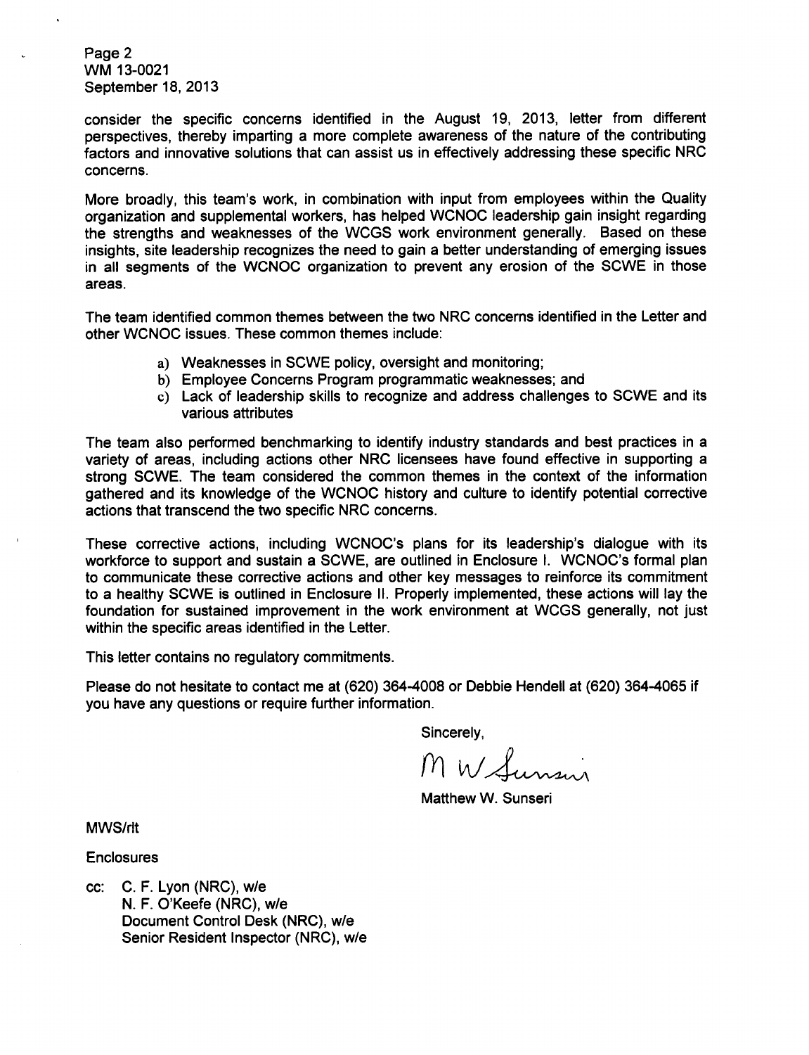consider the specific concerns identified in the August 19, 2013, letter from different perspectives, thereby imparting a more complete awareness of the nature of the contributing factors and innovative solutions that can assist us in effectively addressing these specific NRC concerns.

More broadly, this team's work, in combination with input from employees within the Quality organization and supplemental workers, has helped WCNOC leadership gain insight regarding the strengths and weaknesses of the WCGS work environment generally. Based on these insights, site leadership recognizes the need to gain a better understanding of emerging issues in all segments of the WCNOC organization to prevent any erosion of the SCWE in those areas.

The team identified common themes between the two NRC concerns identified in the Letter and other WCNOC issues. These common themes include:

a) Weaknesses in SCWE policy, oversight and monitoring;
b) Employee Concerns Program programmatic weaknesses; and
c) Lack of leadership skills to recognize and address challenges to SCWE and its various attributes

The team also performed benchmarking to identify industry standards and best practices in a variety of areas, including actions other NRC licensees have found effective in supporting a strong SCWE. The team considered the common themes in the context of the information gathered and its knowledge of the WCNOC history and culture to identify potential corrective actions that transcend the two specific NRC concerns.

These corrective actions, including WCNOC's plans for its leadership's dialogue with its workforce to support and sustain a SCWE, are outlined in Enclosure I. WCNOC's formal plan to communicate these corrective actions and other key messages to reinforce its commitment to a healthy SCWE is outlined in Enclosure II. Properly implemented, these actions will lay the foundation for sustained improvement in the work environment at WCGS generally, not just within the specific areas identified in the Letter.

This letter contains no regulatory commitments.

Please do not hesitate to contact me at (620) 364-4008 or Debbie Hendell at (620) 364-4065 if you have any questions or require further information.

Sincerely,

M W Sunseri

Matthew W. Sunseri

MWS/rlt

Enclosures

cc: C. F. Lyon (NRC), w/e
N. F. O'Keefe (NRC), w/e
Document Control Desk (NRC), w/e
Senior Resident Inspector (NRC), w/e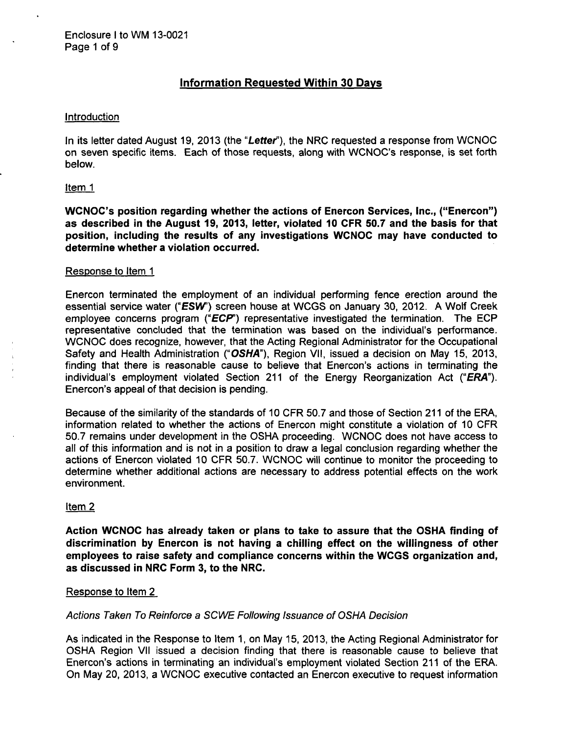## Information Requested Within 30 Days

Introduction

In its letter dated August 19, 2013 (the "***Letter***"), the NRC requested a response from WCNOC on seven specific items. Each of those requests, along with WCNOC's response, is set forth below.

Item 1

**WCNOC's position regarding whether the actions of Enercon Services, Inc., ("Enercon") as described in the August 19, 2013, letter, violated 10 CFR 50.7 and the basis for that position, including the results of any investigations WCNOC may have conducted to determine whether a violation occurred.**

Response to Item 1

Enercon terminated the employment of an individual performing fence erection around the essential service water ("***ESW***") screen house at WCGS on January 30, 2012. A Wolf Creek employee concerns program ("***ECP***") representative investigated the termination. The ECP representative concluded that the termination was based on the individual's performance. WCNOC does recognize, however, that the Acting Regional Administrator for the Occupational Safety and Health Administration ("***OSHA***"), Region VII, issued a decision on May 15, 2013, finding that there is reasonable cause to believe that Enercon's actions in terminating the individual's employment violated Section 211 of the Energy Reorganization Act ("***ERA***"). Enercon's appeal of that decision is pending.

Because of the similarity of the standards of 10 CFR 50.7 and those of Section 211 of the ERA, information related to whether the actions of Enercon might constitute a violation of 10 CFR 50.7 remains under development in the OSHA proceeding. WCNOC does not have access to all of this information and is not in a position to draw a legal conclusion regarding whether the actions of Enercon violated 10 CFR 50.7. WCNOC will continue to monitor the proceeding to determine whether additional actions are necessary to address potential effects on the work environment.

Item 2

**Action WCNOC has already taken or plans to take to assure that the OSHA finding of discrimination by Enercon is not having a chilling effect on the willingness of other employees to raise safety and compliance concerns within the WCGS organization and, as discussed in NRC Form 3, to the NRC.**

Response to Item 2

*Actions Taken To Reinforce a SCWE Following Issuance of OSHA Decision*

As indicated in the Response to Item 1, on May 15, 2013, the Acting Regional Administrator for OSHA Region VII issued a decision finding that there is reasonable cause to believe that Enercon's actions in terminating an individual's employment violated Section 211 of the ERA. On May 20, 2013, a WCNOC executive contacted an Enercon executive to request information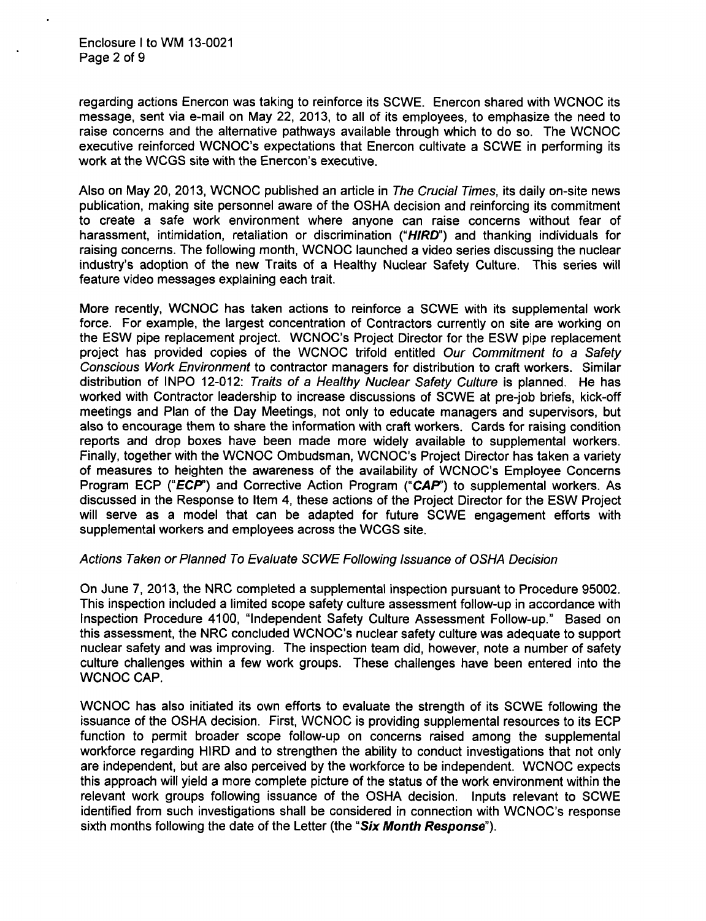regarding actions Enercon was taking to reinforce its SCWE. Enercon shared with WCNOC its message, sent via e-mail on May 22, 2013, to all of its employees, to emphasize the need to raise concerns and the alternative pathways available through which to do so. The WCNOC executive reinforced WCNOC's expectations that Enercon cultivate a SCWE in performing its work at the WCGS site with the Enercon's executive.

Also on May 20, 2013, WCNOC published an article in *The Crucial Times*, its daily on-site news publication, making site personnel aware of the OSHA decision and reinforcing its commitment to create a safe work environment where anyone can raise concerns without fear of harassment, intimidation, retaliation or discrimination ("***HIRD***") and thanking individuals for raising concerns. The following month, WCNOC launched a video series discussing the nuclear industry's adoption of the new Traits of a Healthy Nuclear Safety Culture. This series will feature video messages explaining each trait.

More recently, WCNOC has taken actions to reinforce a SCWE with its supplemental work force. For example, the largest concentration of Contractors currently on site are working on the ESW pipe replacement project. WCNOC's Project Director for the ESW pipe replacement project has provided copies of the WCNOC trifold entitled *Our Commitment to a Safety Conscious Work Environment* to contractor managers for distribution to craft workers. Similar distribution of INPO 12-012: *Traits of a Healthy Nuclear Safety Culture* is planned. He has worked with Contractor leadership to increase discussions of SCWE at pre-job briefs, kick-off meetings and Plan of the Day Meetings, not only to educate managers and supervisors, but also to encourage them to share the information with craft workers. Cards for raising condition reports and drop boxes have been made more widely available to supplemental workers. Finally, together with the WCNOC Ombudsman, WCNOC's Project Director has taken a variety of measures to heighten the awareness of the availability of WCNOC's Employee Concerns Program ECP ("***ECP***") and Corrective Action Program ("***CAP***") to supplemental workers. As discussed in the Response to Item 4, these actions of the Project Director for the ESW Project will serve as a model that can be adapted for future SCWE engagement efforts with supplemental workers and employees across the WCGS site.

*Actions Taken or Planned To Evaluate SCWE Following Issuance of OSHA Decision*

On June 7, 2013, the NRC completed a supplemental inspection pursuant to Procedure 95002. This inspection included a limited scope safety culture assessment follow-up in accordance with Inspection Procedure 4100, "Independent Safety Culture Assessment Follow-up." Based on this assessment, the NRC concluded WCNOC's nuclear safety culture was adequate to support nuclear safety and was improving. The inspection team did, however, note a number of safety culture challenges within a few work groups. These challenges have been entered into the WCNOC CAP.

WCNOC has also initiated its own efforts to evaluate the strength of its SCWE following the issuance of the OSHA decision. First, WCNOC is providing supplemental resources to its ECP function to permit broader scope follow-up on concerns raised among the supplemental workforce regarding HIRD and to strengthen the ability to conduct investigations that not only are independent, but are also perceived by the workforce to be independent. WCNOC expects this approach will yield a more complete picture of the status of the work environment within the relevant work groups following issuance of the OSHA decision. Inputs relevant to SCWE identified from such investigations shall be considered in connection with WCNOC's response sixth months following the date of the Letter (the "***Six Month Response***").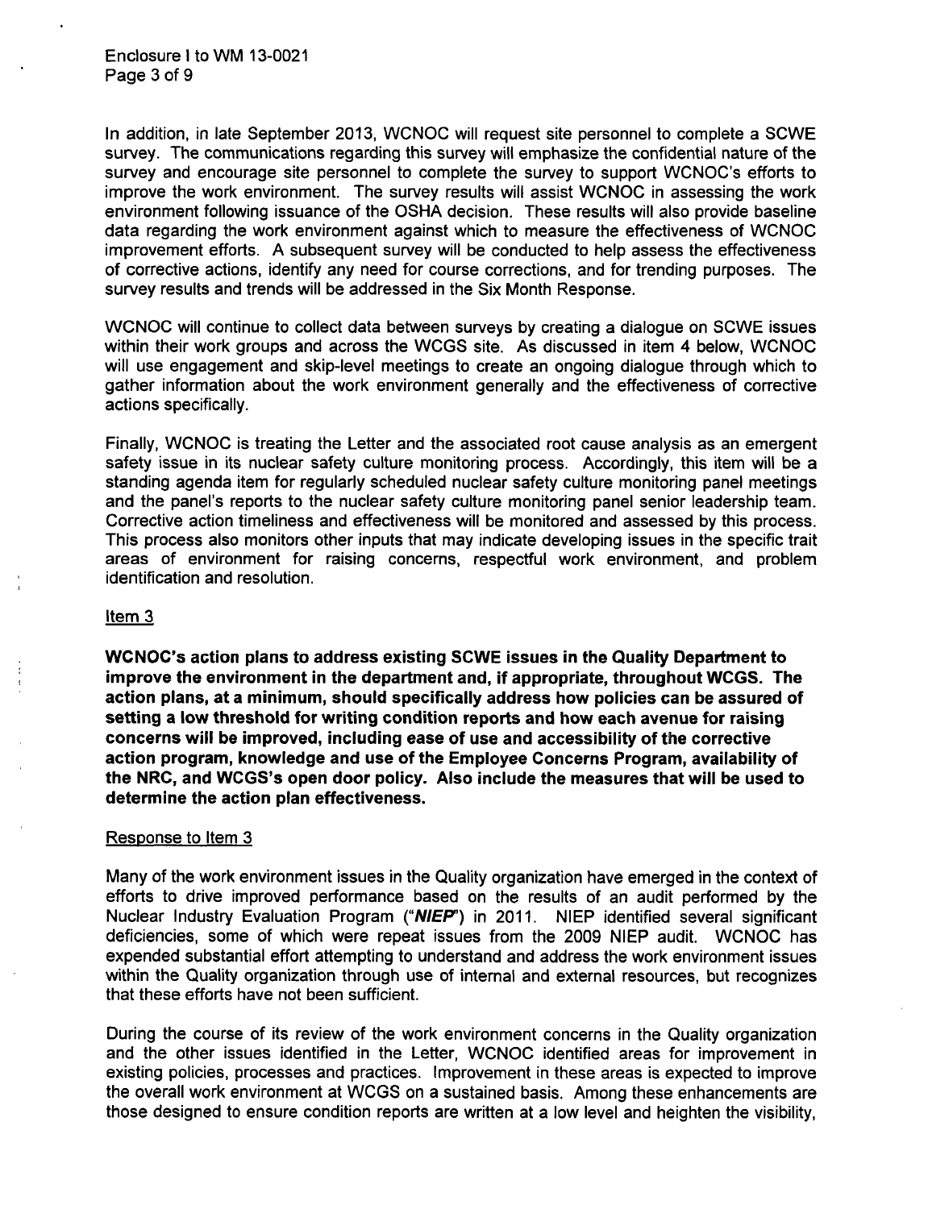In addition, in late September 2013, WCNOC will request site personnel to complete a SCWE survey. The communications regarding this survey will emphasize the confidential nature of the survey and encourage site personnel to complete the survey to support WCNOC's efforts to improve the work environment. The survey results will assist WCNOC in assessing the work environment following issuance of the OSHA decision. These results will also provide baseline data regarding the work environment against which to measure the effectiveness of WCNOC improvement efforts. A subsequent survey will be conducted to help assess the effectiveness of corrective actions, identify any need for course corrections, and for trending purposes. The survey results and trends will be addressed in the Six Month Response.

WCNOC will continue to collect data between surveys by creating a dialogue on SCWE issues within their work groups and across the WCGS site. As discussed in item 4 below, WCNOC will use engagement and skip-level meetings to create an ongoing dialogue through which to gather information about the work environment generally and the effectiveness of corrective actions specifically.

Finally, WCNOC is treating the Letter and the associated root cause analysis as an emergent safety issue in its nuclear safety culture monitoring process. Accordingly, this item will be a standing agenda item for regularly scheduled nuclear safety culture monitoring panel meetings and the panel's reports to the nuclear safety culture monitoring panel senior leadership team. Corrective action timeliness and effectiveness will be monitored and assessed by this process. This process also monitors other inputs that may indicate developing issues in the specific trait areas of environment for raising concerns, respectful work environment, and problem identification and resolution.

Item 3

**WCNOC's action plans to address existing SCWE issues in the Quality Department to improve the environment in the department and, if appropriate, throughout WCGS. The action plans, at a minimum, should specifically address how policies can be assured of setting a low threshold for writing condition reports and how each avenue for raising concerns will be improved, including ease of use and accessibility of the corrective action program, knowledge and use of the Employee Concerns Program, availability of the NRC, and WCGS's open door policy. Also include the measures that will be used to determine the action plan effectiveness.**

Response to Item 3

Many of the work environment issues in the Quality organization have emerged in the context of efforts to drive improved performance based on the results of an audit performed by the Nuclear Industry Evaluation Program ("***NIEP***") in 2011. NIEP identified several significant deficiencies, some of which were repeat issues from the 2009 NIEP audit. WCNOC has expended substantial effort attempting to understand and address the work environment issues within the Quality organization through use of internal and external resources, but recognizes that these efforts have not been sufficient.

During the course of its review of the work environment concerns in the Quality organization and the other issues identified in the Letter, WCNOC identified areas for improvement in existing policies, processes and practices. Improvement in these areas is expected to improve the overall work environment at WCGS on a sustained basis. Among these enhancements are those designed to ensure condition reports are written at a low level and heighten the visibility,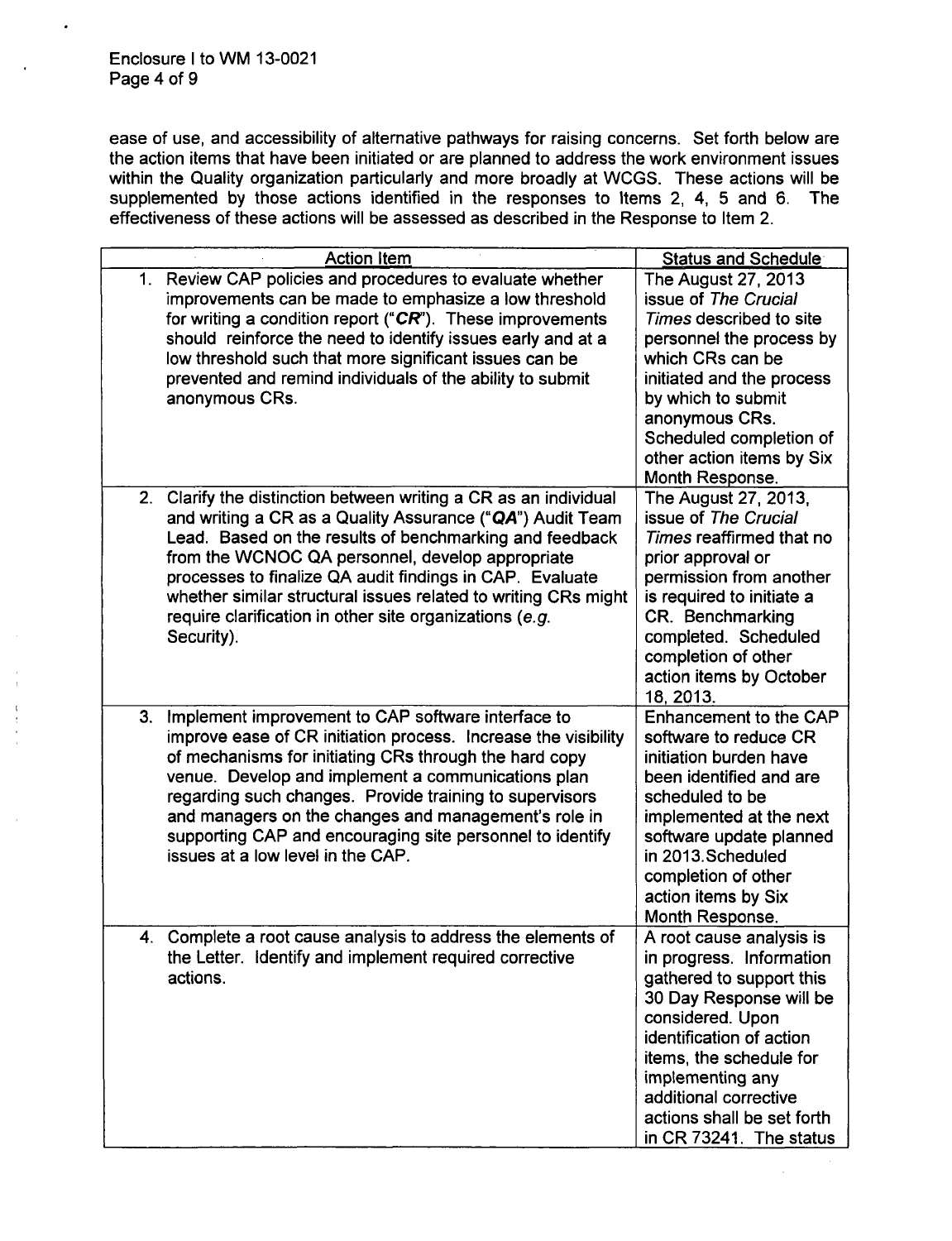ease of use, and accessibility of alternative pathways for raising concerns. Set forth below are the action items that have been initiated or are planned to address the work environment issues within the Quality organization particularly and more broadly at WCGS. These actions will be supplemented by those actions identified in the responses to Items 2, 4, 5 and 6. The effectiveness of these actions will be assessed as described in the Response to Item 2.

| Action Item | Status and Schedule |
|---|---|
| 1. Review CAP policies and procedures to evaluate whether improvements can be made to emphasize a low threshold for writing a condition report ("***CR***"). These improvements should reinforce the need to identify issues early and at a low threshold such that more significant issues can be prevented and remind individuals of the ability to submit anonymous CRs. | The August 27, 2013 issue of *The Crucial Times* described to site personnel the process by which CRs can be initiated and the process by which to submit anonymous CRs. Scheduled completion of other action items by Six Month Response. |
| 2. Clarify the distinction between writing a CR as an individual and writing a CR as a Quality Assurance ("***QA***") Audit Team Lead. Based on the results of benchmarking and feedback from the WCNOC QA personnel, develop appropriate processes to finalize QA audit findings in CAP. Evaluate whether similar structural issues related to writing CRs might require clarification in other site organizations (*e.g.* Security). | The August 27, 2013, issue of *The Crucial Times* reaffirmed that no prior approval or permission from another is required to initiate a CR. Benchmarking completed. Scheduled completion of other action items by October 18, 2013. |
| 3. Implement improvement to CAP software interface to improve ease of CR initiation process. Increase the visibility of mechanisms for initiating CRs through the hard copy venue. Develop and implement a communications plan regarding such changes. Provide training to supervisors and managers on the changes and management's role in supporting CAP and encouraging site personnel to identify issues at a low level in the CAP. | Enhancement to the CAP software to reduce CR initiation burden have been identified and are scheduled to be implemented at the next software update planned in 2013.Scheduled completion of other action items by Six Month Response. |
| 4. Complete a root cause analysis to address the elements of the Letter. Identify and implement required corrective actions. | A root cause analysis is in progress. Information gathered to support this 30 Day Response will be considered. Upon identification of action items, the schedule for implementing any additional corrective actions shall be set forth in CR 73241. The status |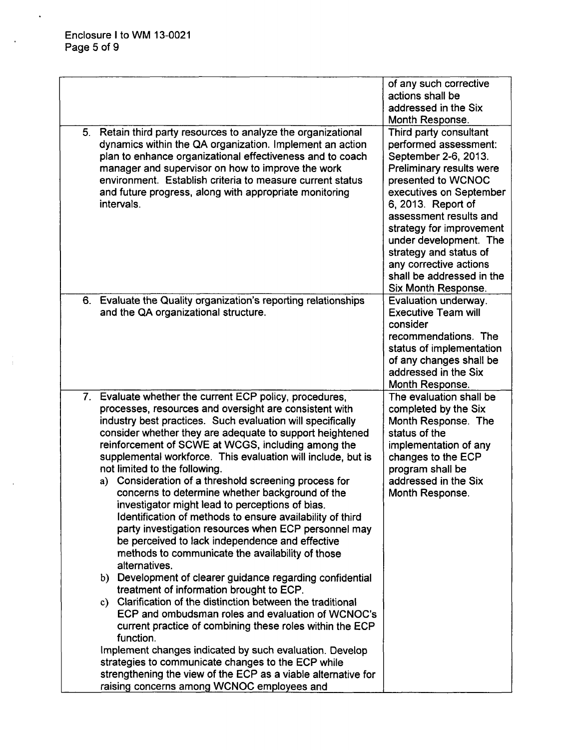| | |
|---|---|
| | of any such corrective actions shall be addressed in the Six Month Response. |
| 5. Retain third party resources to analyze the organizational dynamics within the QA organization. Implement an action plan to enhance organizational effectiveness and to coach manager and supervisor on how to improve the work environment. Establish criteria to measure current status and future progress, along with appropriate monitoring intervals. | Third party consultant performed assessment: September 2-6, 2013. Preliminary results were presented to WCNOC executives on September 6, 2013. Report of assessment results and strategy for improvement under development. The strategy and status of any corrective actions shall be addressed in the Six Month Response. |
| 6. Evaluate the Quality organization's reporting relationships and the QA organizational structure. | Evaluation underway. Executive Team will consider recommendations. The status of implementation of any changes shall be addressed in the Six Month Response. |
| 7. Evaluate whether the current ECP policy, procedures, processes, resources and oversight are consistent with industry best practices. Such evaluation will specifically consider whether they are adequate to support heightened reinforcement of SCWE at WCGS, including among the supplemental workforce. This evaluation will include, but is not limited to the following.<br>a) Consideration of a threshold screening process for concerns to determine whether background of the investigator might lead to perceptions of bias. Identification of methods to ensure availability of third party investigation resources when ECP personnel may be perceived to lack independence and effective methods to communicate the availability of those alternatives.<br>b) Development of clearer guidance regarding confidential treatment of information brought to ECP.<br>c) Clarification of the distinction between the traditional ECP and ombudsman roles and evaluation of WCNOC's current practice of combining these roles within the ECP function.<br>Implement changes indicated by such evaluation. Develop strategies to communicate changes to the ECP while strengthening the view of the ECP as a viable alternative for raising concerns among WCNOC employees and | The evaluation shall be completed by the Six Month Response. The status of the implementation of any changes to the ECP program shall be addressed in the Six Month Response. |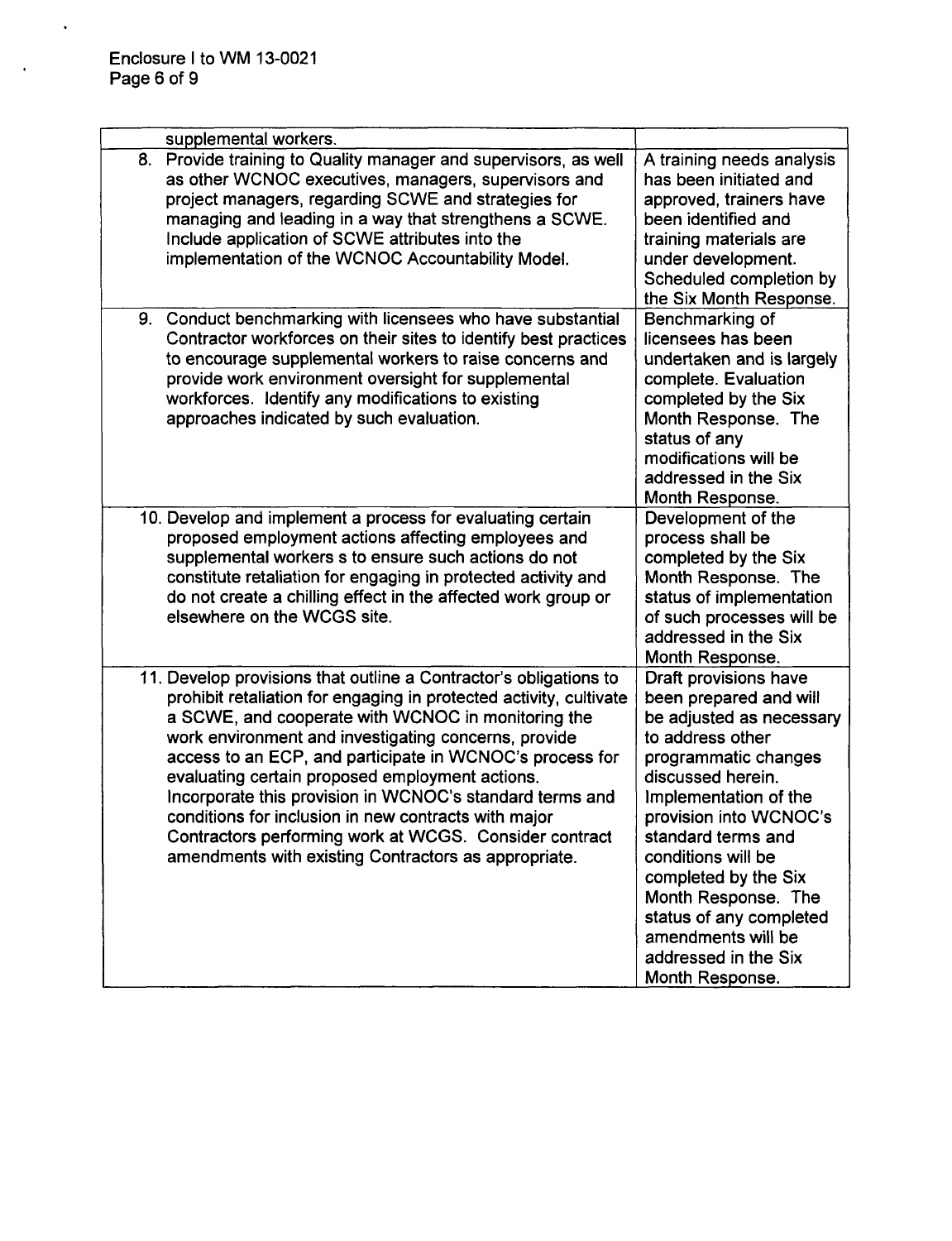| | |
|---|---|
| supplemental workers. | |
| 8. Provide training to Quality manager and supervisors, as well as other WCNOC executives, managers, supervisors and project managers, regarding SCWE and strategies for managing and leading in a way that strengthens a SCWE. Include application of SCWE attributes into the implementation of the WCNOC Accountability Model. | A training needs analysis has been initiated and approved, trainers have been identified and training materials are under development. Scheduled completion by the Six Month Response. |
| 9. Conduct benchmarking with licensees who have substantial Contractor workforces on their sites to identify best practices to encourage supplemental workers to raise concerns and provide work environment oversight for supplemental workforces. Identify any modifications to existing approaches indicated by such evaluation. | Benchmarking of licensees has been undertaken and is largely complete. Evaluation completed by the Six Month Response. The status of any modifications will be addressed in the Six Month Response. |
| 10. Develop and implement a process for evaluating certain proposed employment actions affecting employees and supplemental workers s to ensure such actions do not constitute retaliation for engaging in protected activity and do not create a chilling effect in the affected work group or elsewhere on the WCGS site. | Development of the process shall be completed by the Six Month Response. The status of implementation of such processes will be addressed in the Six Month Response. |
| 11. Develop provisions that outline a Contractor's obligations to prohibit retaliation for engaging in protected activity, cultivate a SCWE, and cooperate with WCNOC in monitoring the work environment and investigating concerns, provide access to an ECP, and participate in WCNOC's process for evaluating certain proposed employment actions. Incorporate this provision in WCNOC's standard terms and conditions for inclusion in new contracts with major Contractors performing work at WCGS. Consider contract amendments with existing Contractors as appropriate. | Draft provisions have been prepared and will be adjusted as necessary to address other programmatic changes discussed herein. Implementation of the provision into WCNOC's standard terms and conditions will be completed by the Six Month Response. The status of any completed amendments will be addressed in the Six Month Response. |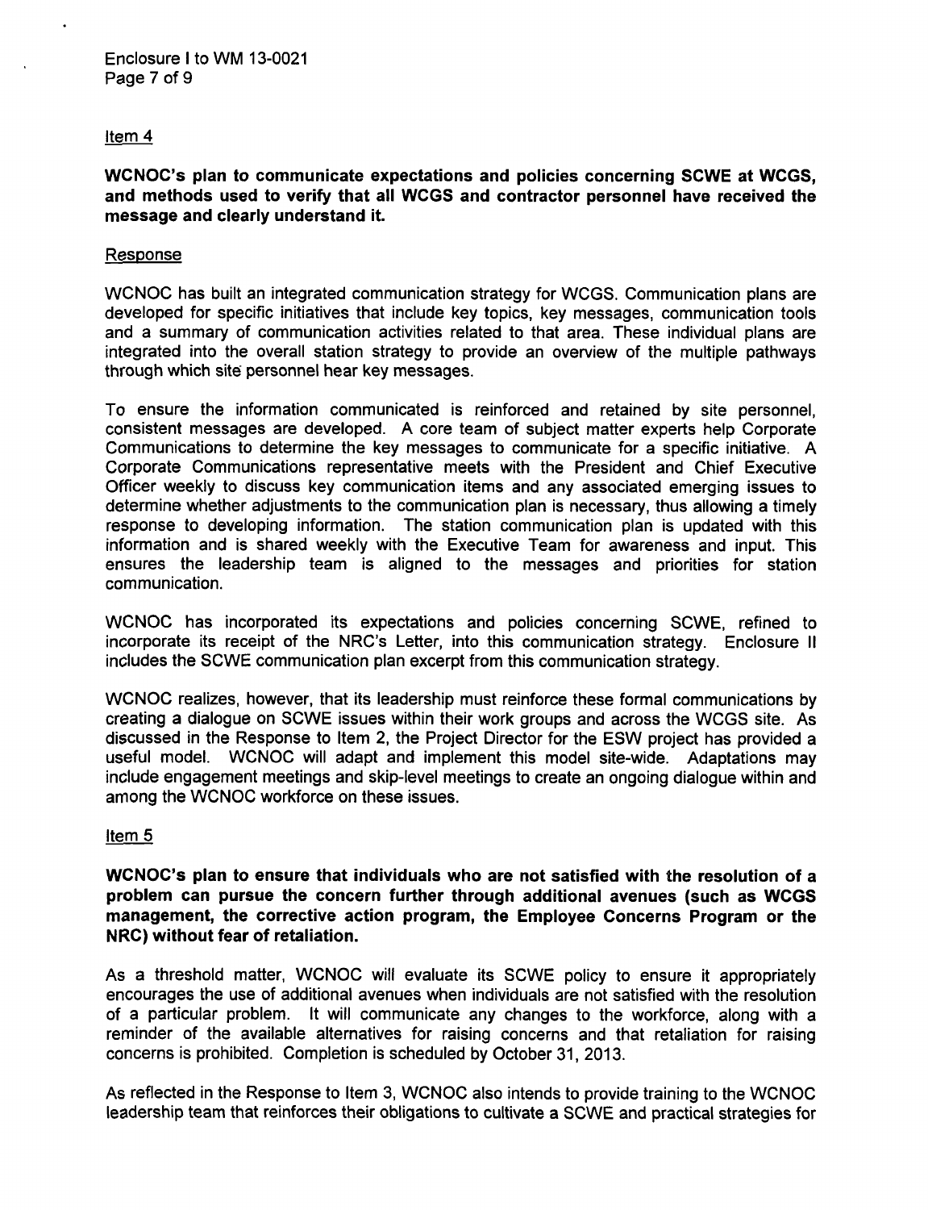Item 4

**WCNOC's plan to communicate expectations and policies concerning SCWE at WCGS, and methods used to verify that all WCGS and contractor personnel have received the message and clearly understand it.**

Response

WCNOC has built an integrated communication strategy for WCGS. Communication plans are developed for specific initiatives that include key topics, key messages, communication tools and a summary of communication activities related to that area. These individual plans are integrated into the overall station strategy to provide an overview of the multiple pathways through which site personnel hear key messages.

To ensure the information communicated is reinforced and retained by site personnel, consistent messages are developed. A core team of subject matter experts help Corporate Communications to determine the key messages to communicate for a specific initiative. A Corporate Communications representative meets with the President and Chief Executive Officer weekly to discuss key communication items and any associated emerging issues to determine whether adjustments to the communication plan is necessary, thus allowing a timely response to developing information. The station communication plan is updated with this information and is shared weekly with the Executive Team for awareness and input. This ensures the leadership team is aligned to the messages and priorities for station communication.

WCNOC has incorporated its expectations and policies concerning SCWE, refined to incorporate its receipt of the NRC's Letter, into this communication strategy. Enclosure II includes the SCWE communication plan excerpt from this communication strategy.

WCNOC realizes, however, that its leadership must reinforce these formal communications by creating a dialogue on SCWE issues within their work groups and across the WCGS site. As discussed in the Response to Item 2, the Project Director for the ESW project has provided a useful model. WCNOC will adapt and implement this model site-wide. Adaptations may include engagement meetings and skip-level meetings to create an ongoing dialogue within and among the WCNOC workforce on these issues.

Item 5

**WCNOC's plan to ensure that individuals who are not satisfied with the resolution of a problem can pursue the concern further through additional avenues (such as WCGS management, the corrective action program, the Employee Concerns Program or the NRC) without fear of retaliation.**

As a threshold matter, WCNOC will evaluate its SCWE policy to ensure it appropriately encourages the use of additional avenues when individuals are not satisfied with the resolution of a particular problem. It will communicate any changes to the workforce, along with a reminder of the available alternatives for raising concerns and that retaliation for raising concerns is prohibited. Completion is scheduled by October 31, 2013.

As reflected in the Response to Item 3, WCNOC also intends to provide training to the WCNOC leadership team that reinforces their obligations to cultivate a SCWE and practical strategies for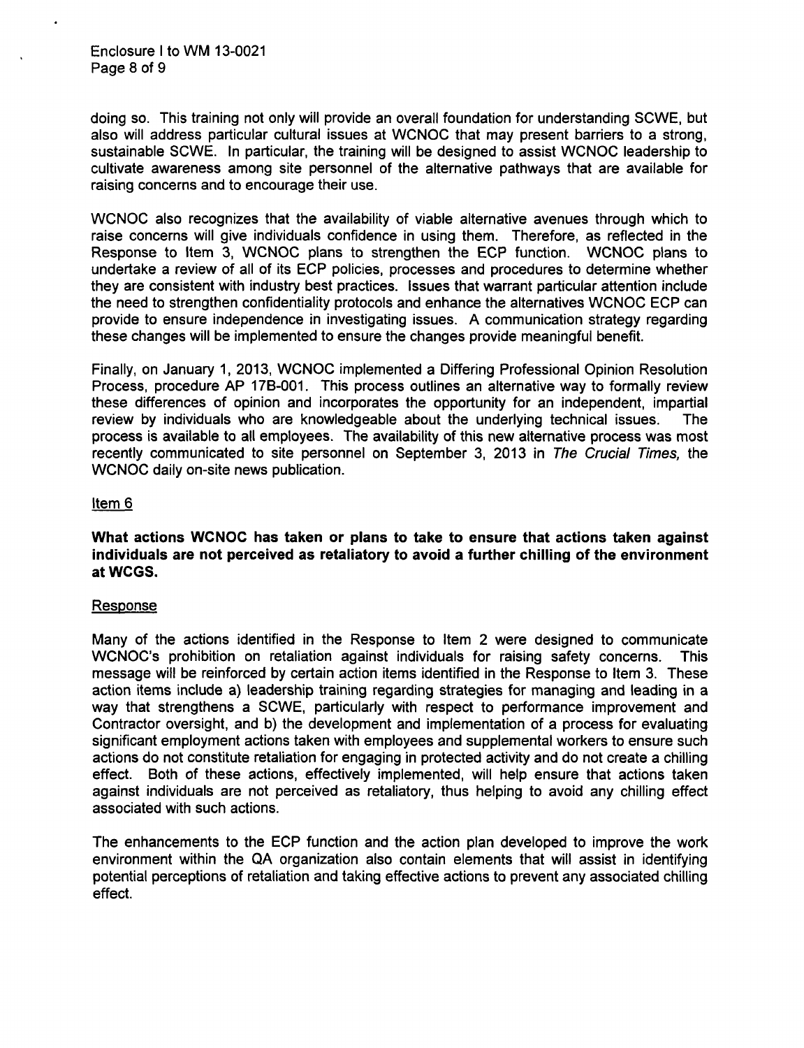doing so. This training not only will provide an overall foundation for understanding SCWE, but also will address particular cultural issues at WCNOC that may present barriers to a strong, sustainable SCWE. In particular, the training will be designed to assist WCNOC leadership to cultivate awareness among site personnel of the alternative pathways that are available for raising concerns and to encourage their use.

WCNOC also recognizes that the availability of viable alternative avenues through which to raise concerns will give individuals confidence in using them. Therefore, as reflected in the Response to Item 3, WCNOC plans to strengthen the ECP function. WCNOC plans to undertake a review of all of its ECP policies, processes and procedures to determine whether they are consistent with industry best practices. Issues that warrant particular attention include the need to strengthen confidentiality protocols and enhance the alternatives WCNOC ECP can provide to ensure independence in investigating issues. A communication strategy regarding these changes will be implemented to ensure the changes provide meaningful benefit.

Finally, on January 1, 2013, WCNOC implemented a Differing Professional Opinion Resolution Process, procedure AP 17B-001. This process outlines an alternative way to formally review these differences of opinion and incorporates the opportunity for an independent, impartial review by individuals who are knowledgeable about the underlying technical issues. The process is available to all employees. The availability of this new alternative process was most recently communicated to site personnel on September 3, 2013 in *The Crucial Times,* the WCNOC daily on-site news publication.

Item 6

**What actions WCNOC has taken or plans to take to ensure that actions taken against individuals are not perceived as retaliatory to avoid a further chilling of the environment at WCGS.**

Response

Many of the actions identified in the Response to Item 2 were designed to communicate WCNOC's prohibition on retaliation against individuals for raising safety concerns. This message will be reinforced by certain action items identified in the Response to Item 3. These action items include a) leadership training regarding strategies for managing and leading in a way that strengthens a SCWE, particularly with respect to performance improvement and Contractor oversight, and b) the development and implementation of a process for evaluating significant employment actions taken with employees and supplemental workers to ensure such actions do not constitute retaliation for engaging in protected activity and do not create a chilling effect. Both of these actions, effectively implemented, will help ensure that actions taken against individuals are not perceived as retaliatory, thus helping to avoid any chilling effect associated with such actions.

The enhancements to the ECP function and the action plan developed to improve the work environment within the QA organization also contain elements that will assist in identifying potential perceptions of retaliation and taking effective actions to prevent any associated chilling effect.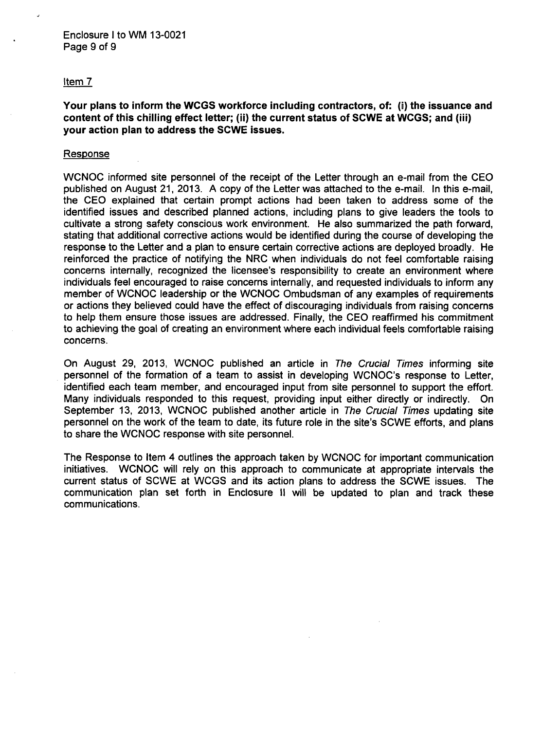Item 7

**Your plans to inform the WCGS workforce including contractors, of: (i) the issuance and content of this chilling effect letter; (ii) the current status of SCWE at WCGS; and (iii) your action plan to address the SCWE issues.**

Response

WCNOC informed site personnel of the receipt of the Letter through an e-mail from the CEO published on August 21, 2013. A copy of the Letter was attached to the e-mail. In this e-mail, the CEO explained that certain prompt actions had been taken to address some of the identified issues and described planned actions, including plans to give leaders the tools to cultivate a strong safety conscious work environment. He also summarized the path forward, stating that additional corrective actions would be identified during the course of developing the response to the Letter and a plan to ensure certain corrective actions are deployed broadly. He reinforced the practice of notifying the NRC when individuals do not feel comfortable raising concerns internally, recognized the licensee's responsibility to create an environment where individuals feel encouraged to raise concerns internally, and requested individuals to inform any member of WCNOC leadership or the WCNOC Ombudsman of any examples of requirements or actions they believed could have the effect of discouraging individuals from raising concerns to help them ensure those issues are addressed. Finally, the CEO reaffirmed his commitment to achieving the goal of creating an environment where each individual feels comfortable raising concerns.

On August 29, 2013, WCNOC published an article in *The Crucial Times* informing site personnel of the formation of a team to assist in developing WCNOC's response to Letter, identified each team member, and encouraged input from site personnel to support the effort. Many individuals responded to this request, providing input either directly or indirectly. On September 13, 2013, WCNOC published another article in *The Crucial Times* updating site personnel on the work of the team to date, its future role in the site's SCWE efforts, and plans to share the WCNOC response with site personnel.

The Response to Item 4 outlines the approach taken by WCNOC for important communication initiatives. WCNOC will rely on this approach to communicate at appropriate intervals the current status of SCWE at WCGS and its action plans to address the SCWE issues. The communication plan set forth in Enclosure II will be updated to plan and track these communications.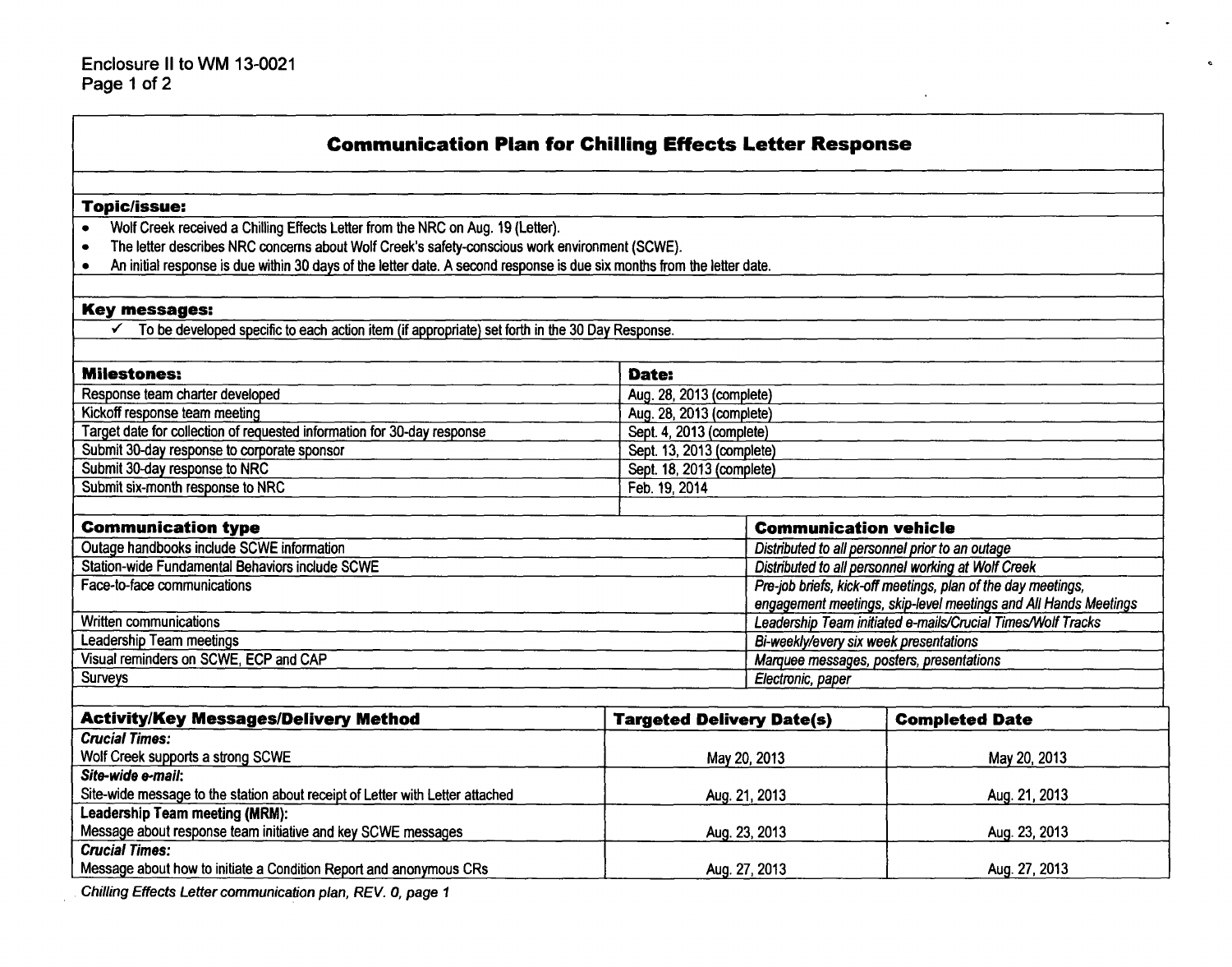Enclosure II to WM 13-0021
Page 1 of 2

## Communication Plan for Chilling Effects Letter Response

### Topic/issue:

- Wolf Creek received a Chilling Effects Letter from the NRC on Aug. 19 (Letter).
- The letter describes NRC concerns about Wolf Creek's safety-conscious work environment (SCWE).
- An initial response is due within 30 days of the letter date. A second response is due six months from the letter date.

### Key messages:

- ✓ To be developed specific to each action item (if appropriate) set forth in the 30 Day Response.

| Milestones: | Date: |
|---|---|
| Response team charter developed | Aug. 28, 2013 (complete) |
| Kickoff response team meeting | Aug. 28, 2013 (complete) |
| Target date for collection of requested information for 30-day response | Sept. 4, 2013 (complete) |
| Submit 30-day response to corporate sponsor | Sept. 13, 2013 (complete) |
| Submit 30-day response to NRC | Sept. 18, 2013 (complete) |
| Submit six-month response to NRC | Feb. 19, 2014 |

| Communication type | Communication vehicle |
|---|---|
| Outage handbooks include SCWE information | *Distributed to all personnel prior to an outage* |
| Station-wide Fundamental Behaviors include SCWE | *Distributed to all personnel working at Wolf Creek* |
| Face-to-face communications | *Pre-job briefs, kick-off meetings, plan of the day meetings, engagement meetings, skip-level meetings and All Hands Meetings* |
| Written communications | *Leadership Team initiated e-mails/Crucial Times/Wolf Tracks* |
| Leadership Team meetings | *Bi-weekly/every six week presentations* |
| Visual reminders on SCWE, ECP and CAP | *Marquee messages, posters, presentations* |
| Surveys | *Electronic, paper* |

| Activity/Key Messages/Delivery Method | Targeted Delivery Date(s) | Completed Date |
|---|---|---|
| ***Crucial Times:*** Wolf Creek supports a strong SCWE | May 20, 2013 | May 20, 2013 |
| ***Site-wide e-mail:*** Site-wide message to the station about receipt of Letter with Letter attached | Aug. 21, 2013 | Aug. 21, 2013 |
| **Leadership Team meeting (MRM):** Message about response team initiative and key SCWE messages | Aug. 23, 2013 | Aug. 23, 2013 |
| ***Crucial Times:*** Message about how to initiate a Condition Report and anonymous CRs | Aug. 27, 2013 | Aug. 27, 2013 |

*Chilling Effects Letter communication plan, REV. 0, page 1*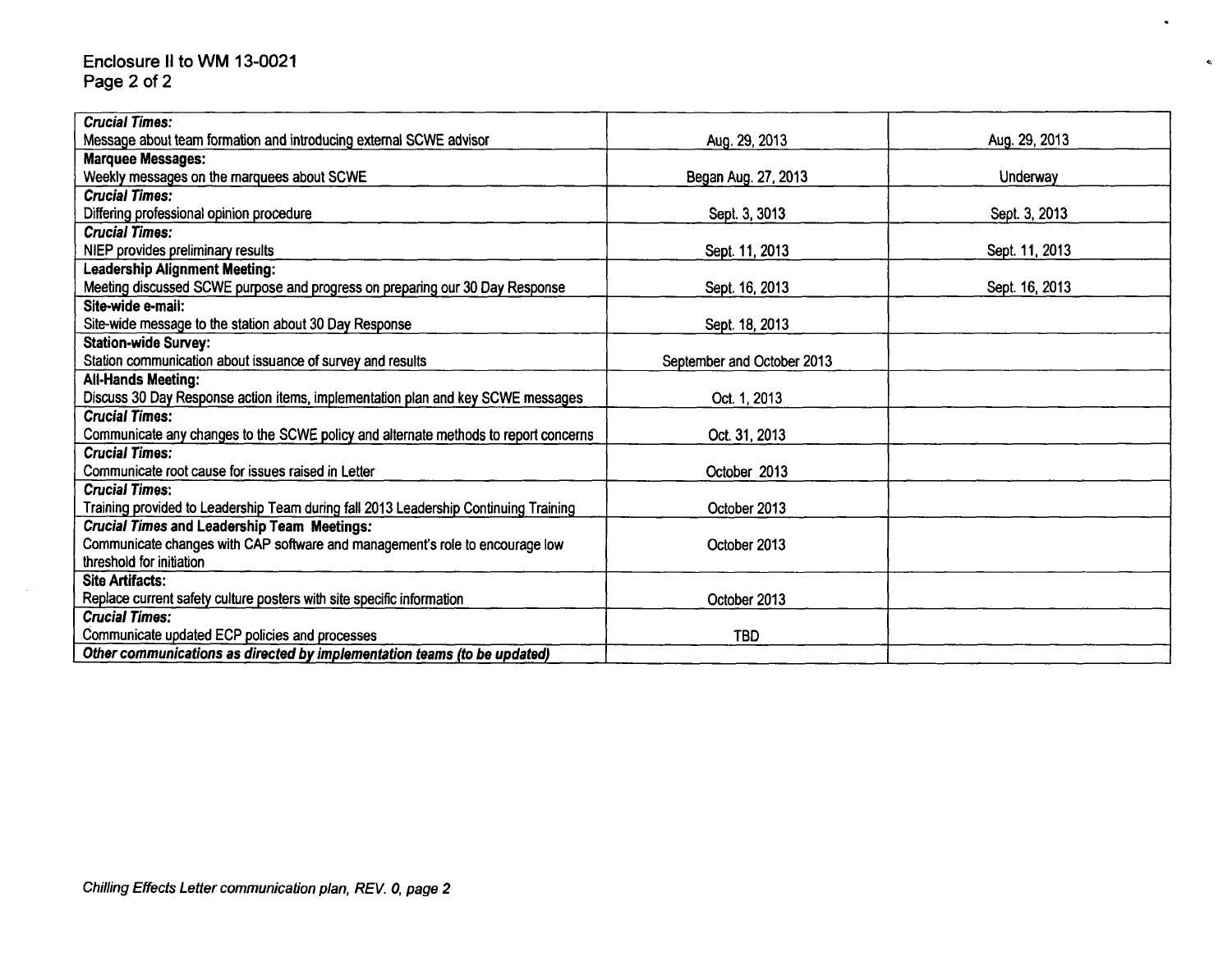| | | |
|---|---|---|
| ***Crucial Times:*** Message about team formation and introducing external SCWE advisor | Aug. 29, 2013 | Aug. 29, 2013 |
| **Marquee Messages:** Weekly messages on the marquees about SCWE | Began Aug. 27, 2013 | Underway |
| ***Crucial Times:*** Differing professional opinion procedure | Sept. 3, 3013 | Sept. 3, 2013 |
| ***Crucial Times:*** NIEP provides preliminary results | Sept. 11, 2013 | Sept. 11, 2013 |
| **Leadership Alignment Meeting:** Meeting discussed SCWE purpose and progress on preparing our 30 Day Response | Sept. 16, 2013 | Sept. 16, 2013 |
| **Site-wide e-mail:** Site-wide message to the station about 30 Day Response | Sept. 18, 2013 | |
| **Station-wide Survey:** Station communication about issuance of survey and results | September and October 2013 | |
| **All-Hands Meeting:** Discuss 30 Day Response action items, implementation plan and key SCWE messages | Oct. 1, 2013 | |
| ***Crucial Times:*** Communicate any changes to the SCWE policy and alternate methods to report concerns | Oct. 31, 2013 | |
| ***Crucial Times:*** Communicate root cause for issues raised in Letter | October 2013 | |
| ***Crucial Times:*** Training provided to Leadership Team during fall 2013 Leadership Continuing Training | October 2013 | |
| ***Crucial Times* and Leadership Team Meetings:** Communicate changes with CAP software and management's role to encourage low threshold for initiation | October 2013 | |
| **Site Artifacts:** Replace current safety culture posters with site specific information | October 2013 | |
| ***Crucial Times:*** Communicate updated ECP policies and processes | TBD | |
| ***Other communications as directed by implementation teams (to be updated)*** | | |

*Chilling Effects Letter communication plan, REV. 0, page 2*